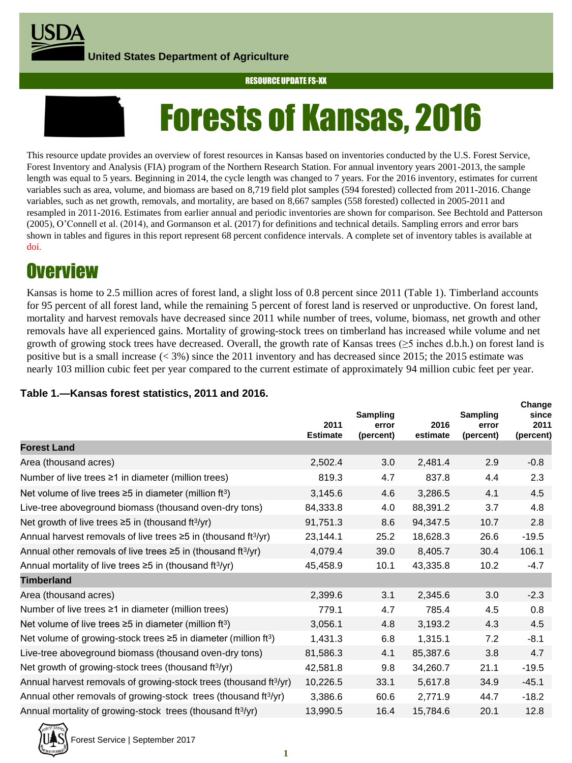United States Department of Agriculture

RESOURCE UPDATE FS-XX

# Forests of Kansas, 2016

This resource update provides an overview of forest resources in Kansas based on inventories conducted by the U.S. Forest Service, Forest Inventory and Analysis (FIA) program of the Northern Research Station. For annual inventory years 2001-2013, the sample length was equal to 5 years. Beginning in 2014, the cycle length was changed to 7 years. For the 2016 inventory, estimates for current variables such as area, volume, and biomass are based on 8,719 field plot samples (594 forested) collected from 2011-2016. Change variables, such as net growth, removals, and mortality, are based on 8,667 samples (558 forested) collected in 2005-2011 and resampled in 2011-2016. Estimates from earlier annual and periodic inventories are shown for comparison. See Bechtold and Patterson (2005), O'Connell et al. (2014), and Gormanson et al. (2017) for definitions and technical details. Sampling errors and error bars shown in tables and figures in this report represent 68 percent confidence intervals. A complete set of inventory tables is available at doi.

## Overview

Kansas is home to 2.5 million acres of forest land, a slight loss of 0.8 percent since 2011 (Table 1). Timberland accounts for 95 percent of all forest land, while the remaining 5 percent of forest land is reserved or unproductive. On forest land, mortality and harvest removals have decreased since 2011 while number of trees, volume, biomass, net growth and other removals have all experienced gains. Mortality of growing-stock trees on timberland has increased while volume and net growth of growing stock trees have decreased. Overall, the growth rate of Kansas trees (≥5 inches d.b.h.) on forest land is positive but is a small increase (< 3%) since the 2011 inventory and has decreased since 2015; the 2015 estimate was nearly 103 million cubic feet per year compared to the current estimate of approximately 94 million cubic feet per year.

**Table 1.—Kansas forest statistics, 2011 and 2016.**

| | 2011 Estimate | Sampling error (percent) | 2016 estimate | Sampling error (percent) | Change since 2011 (percent) |
|---|---|---|---|---|---|
| **Forest Land** | | | | | |
| Area (thousand acres) | 2,502.4 | 3.0 | 2,481.4 | 2.9 | -0.8 |
| Number of live trees ≥1 in diameter (million trees) | 819.3 | 4.7 | 837.8 | 4.4 | 2.3 |
| Net volume of live trees ≥5 in diameter (million $ft^3$) | 3,145.6 | 4.6 | 3,286.5 | 4.1 | 4.5 |
| Live-tree aboveground biomass (thousand oven-dry tons) | 84,333.8 | 4.0 | 88,391.2 | 3.7 | 4.8 |
| Net growth of live trees ≥5 in (thousand $ft^3$/yr) | 91,751.3 | 8.6 | 94,347.5 | 10.7 | 2.8 |
| Annual harvest removals of live trees ≥5 in (thousand $ft^3$/yr) | 23,144.1 | 25.2 | 18,628.3 | 26.6 | -19.5 |
| Annual other removals of live trees ≥5 in (thousand $ft^3$/yr) | 4,079.4 | 39.0 | 8,405.7 | 30.4 | 106.1 |
| Annual mortality of live trees ≥5 in (thousand $ft^3$/yr) | 45,458.9 | 10.1 | 43,335.8 | 10.2 | -4.7 |
| **Timberland** | | | | | |
| Area (thousand acres) | 2,399.6 | 3.1 | 2,345.6 | 3.0 | -2.3 |
| Number of live trees ≥1 in diameter (million trees) | 779.1 | 4.7 | 785.4 | 4.5 | 0.8 |
| Net volume of live trees ≥5 in diameter (million $ft^3$) | 3,056.1 | 4.8 | 3,193.2 | 4.3 | 4.5 |
| Net volume of growing-stock trees ≥5 in diameter (million $ft^3$) | 1,431.3 | 6.8 | 1,315.1 | 7.2 | -8.1 |
| Live-tree aboveground biomass (thousand oven-dry tons) | 81,586.3 | 4.1 | 85,387.6 | 3.8 | 4.7 |
| Net growth of growing-stock trees (thousand $ft^3$/yr) | 42,581.8 | 9.8 | 34,260.7 | 21.1 | -19.5 |
| Annual harvest removals of growing-stock trees (thousand $ft^3$/yr) | 10,226.5 | 33.1 | 5,617.8 | 34.9 | -45.1 |
| Annual other removals of growing-stock trees (thousand $ft^3$/yr) | 3,386.6 | 60.6 | 2,771.9 | 44.7 | -18.2 |
| Annual mortality of growing-stock trees (thousand $ft^3$/yr) | 13,990.5 | 16.4 | 15,784.6 | 20.1 | 12.8 |

Forest Service | September 2017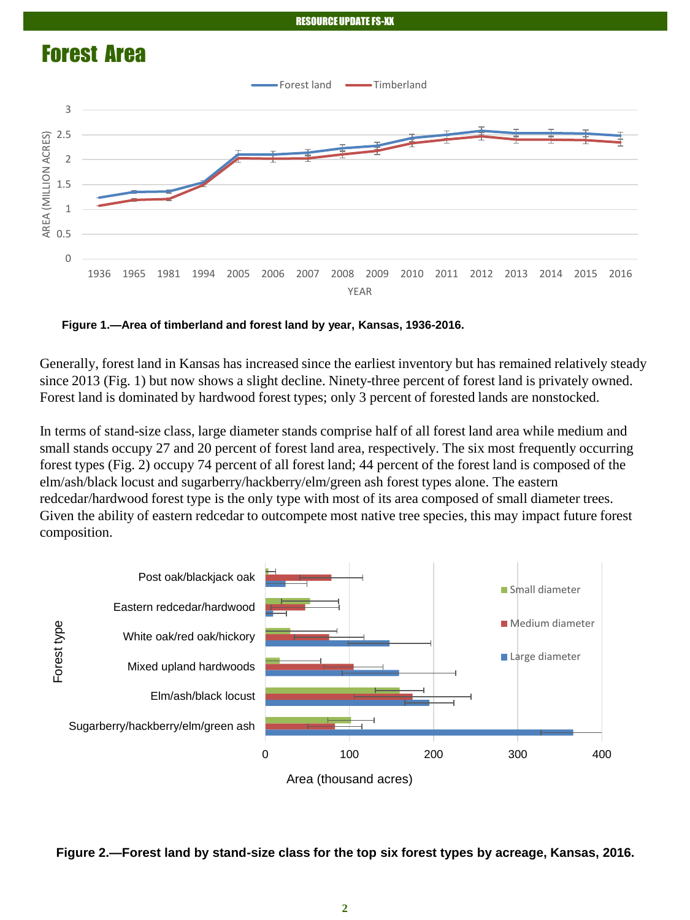# Forest Area

Figure 1.—Area of timberland and forest land by year, Kansas, 1936-2016.

Generally, forest land in Kansas has increased since the earliest inventory but has remained relatively steady since 2013 (Fig. 1) but now shows a slight decline. Ninety-three percent of forest land is privately owned. Forest land is dominated by hardwood forest types; only 3 percent of forested lands are nonstocked.

In terms of stand-size class, large diameter stands comprise half of all forest land area while medium and small stands occupy 27 and 20 percent of forest land area, respectively. The six most frequently occurring forest types (Fig. 2) occupy 74 percent of all forest land; 44 percent of the forest land is composed of the elm/ash/black locust and sugarberry/hackberry/elm/green ash forest types alone. The eastern redcedar/hardwood forest type is the only type with most of its area composed of small diameter trees. Given the ability of eastern redcedar to outcompete most native tree species, this may impact future forest composition.

Figure 2.—Forest land by stand-size class for the top six forest types by acreage, Kansas, 2016.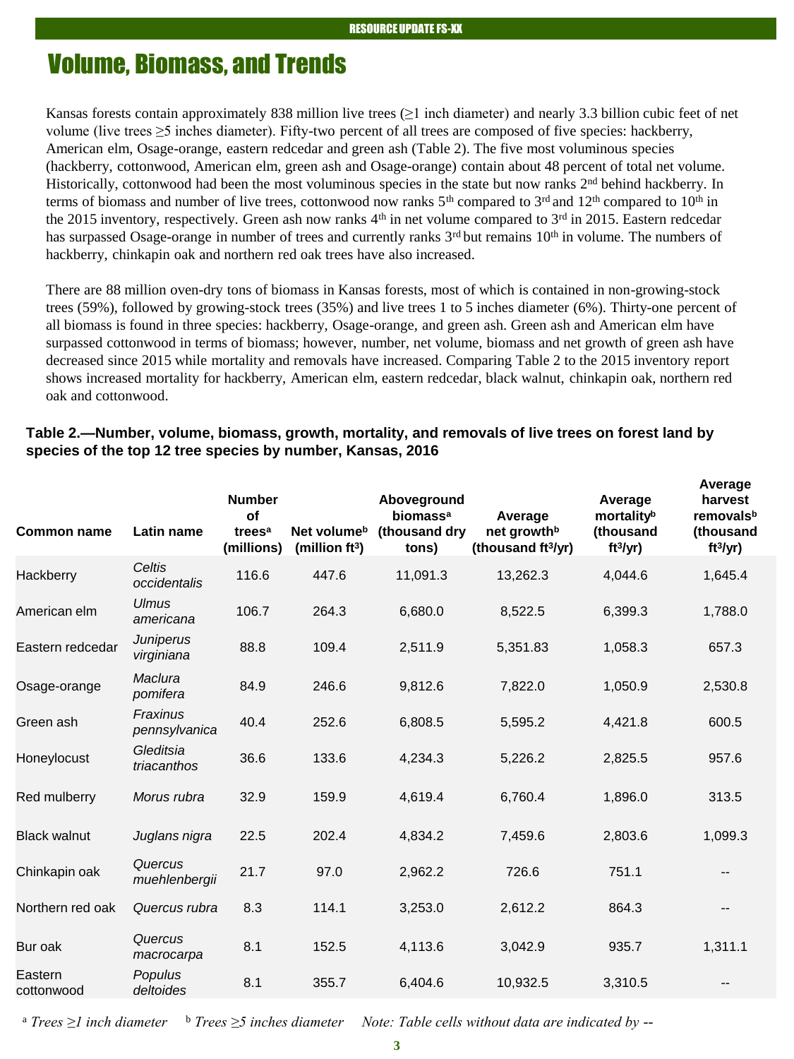# Volume, Biomass, and Trends

Kansas forests contain approximately 838 million live trees (≥1 inch diameter) and nearly 3.3 billion cubic feet of net volume (live trees ≥5 inches diameter). Fifty-two percent of all trees are composed of five species: hackberry, American elm, Osage-orange, eastern redcedar and green ash (Table 2). The five most voluminous species (hackberry, cottonwood, American elm, green ash and Osage-orange) contain about 48 percent of total net volume. Historically, cottonwood had been the most voluminous species in the state but now ranks 2nd behind hackberry. In terms of biomass and number of live trees, cottonwood now ranks 5th compared to 3rd and 12th compared to 10th in the 2015 inventory, respectively. Green ash now ranks 4th in net volume compared to 3rd in 2015. Eastern redcedar has surpassed Osage-orange in number of trees and currently ranks 3rd but remains 10th in volume. The numbers of hackberry, chinkapin oak and northern red oak trees have also increased.

There are 88 million oven-dry tons of biomass in Kansas forests, most of which is contained in non-growing-stock trees (59%), followed by growing-stock trees (35%) and live trees 1 to 5 inches diameter (6%). Thirty-one percent of all biomass is found in three species: hackberry, Osage-orange, and green ash. Green ash and American elm have surpassed cottonwood in terms of biomass; however, number, net volume, biomass and net growth of green ash have decreased since 2015 while mortality and removals have increased. Comparing Table 2 to the 2015 inventory report shows increased mortality for hackberry, American elm, eastern redcedar, black walnut, chinkapin oak, northern red oak and cottonwood.

**Table 2.—Number, volume, biomass, growth, mortality, and removals of live trees on forest land by species of the top 12 tree species by number, Kansas, 2016**

| Common name | Latin name | Number of trees[a] (millions) | Net volume[b] (million ft³) | Aboveground biomass[a] (thousand dry tons) | Average net growth[b] (thousand ft³/yr) | Average mortality[b] (thousand ft³/yr) | Average harvest removals[b] (thousand ft³/yr) |
|---|---|---|---|---|---|---|---|
| Hackberry | *Celtis occidentalis* | 116.6 | 447.6 | 11,091.3 | 13,262.3 | 4,044.6 | 1,645.4 |
| American elm | *Ulmus americana* | 106.7 | 264.3 | 6,680.0 | 8,522.5 | 6,399.3 | 1,788.0 |
| Eastern redcedar | *Juniperus virginiana* | 88.8 | 109.4 | 2,511.9 | 5,351.83 | 1,058.3 | 657.3 |
| Osage-orange | *Maclura pomifera* | 84.9 | 246.6 | 9,812.6 | 7,822.0 | 1,050.9 | 2,530.8 |
| Green ash | *Fraxinus pennsylvanica* | 40.4 | 252.6 | 6,808.5 | 5,595.2 | 4,421.8 | 600.5 |
| Honeylocust | *Gleditsia triacanthos* | 36.6 | 133.6 | 4,234.3 | 5,226.2 | 2,825.5 | 957.6 |
| Red mulberry | *Morus rubra* | 32.9 | 159.9 | 4,619.4 | 6,760.4 | 1,896.0 | 313.5 |
| Black walnut | *Juglans nigra* | 22.5 | 202.4 | 4,834.2 | 7,459.6 | 2,803.6 | 1,099.3 |
| Chinkapin oak | *Quercus muehlenbergii* | 21.7 | 97.0 | 2,962.2 | 726.6 | 751.1 | -- |
| Northern red oak | *Quercus rubra* | 8.3 | 114.1 | 3,253.0 | 2,612.2 | 864.3 | -- |
| Bur oak | *Quercus macrocarpa* | 8.1 | 152.5 | 4,113.6 | 3,042.9 | 935.7 | 1,311.1 |
| Eastern cottonwood | *Populus deltoides* | 8.1 | 355.7 | 6,404.6 | 10,932.5 | 3,310.5 | -- |

[a] *Trees ≥1 inch diameter* [b] *Trees ≥5 inches diameter* *Note: Table cells without data are indicated by* --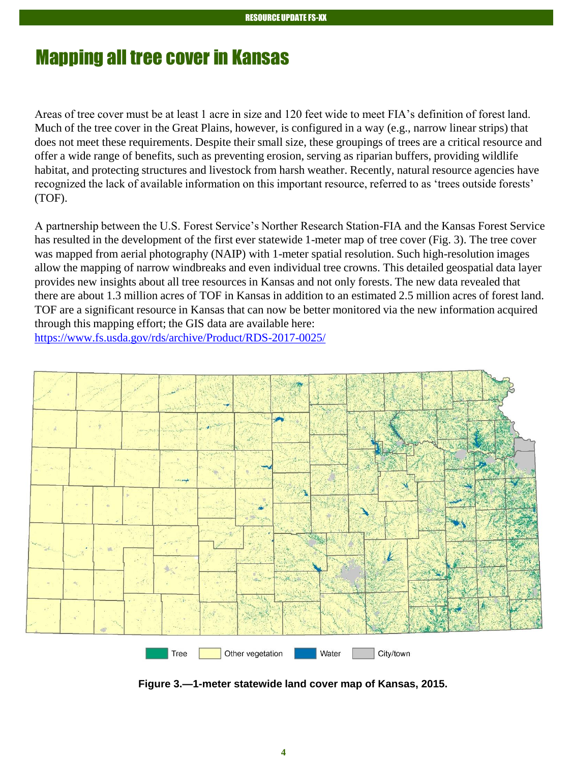# Mapping all tree cover in Kansas

Areas of tree cover must be at least 1 acre in size and 120 feet wide to meet FIA's definition of forest land. Much of the tree cover in the Great Plains, however, is configured in a way (e.g., narrow linear strips) that does not meet these requirements. Despite their small size, these groupings of trees are a critical resource and offer a wide range of benefits, such as preventing erosion, serving as riparian buffers, providing wildlife habitat, and protecting structures and livestock from harsh weather. Recently, natural resource agencies have recognized the lack of available information on this important resource, referred to as 'trees outside forests' (TOF).

A partnership between the U.S. Forest Service's Norther Research Station-FIA and the Kansas Forest Service has resulted in the development of the first ever statewide 1-meter map of tree cover (Fig. 3). The tree cover was mapped from aerial photography (NAIP) with 1-meter spatial resolution. Such high-resolution images allow the mapping of narrow windbreaks and even individual tree crowns. This detailed geospatial data layer provides new insights about all tree resources in Kansas and not only forests. The new data revealed that there are about 1.3 million acres of TOF in Kansas in addition to an estimated 2.5 million acres of forest land. TOF are a significant resource in Kansas that can now be better monitored via the new information acquired through this mapping effort; the GIS data are available here: [https://www.fs.usda.gov/rds/archive/Product/RDS-2017-0025/](https://www.fs.usda.gov/rds/archive/Product/RDS-2017-0025/)

Tree | Other vegetation | Water | City/town

**Figure 3.—1-meter statewide land cover map of Kansas, 2015.**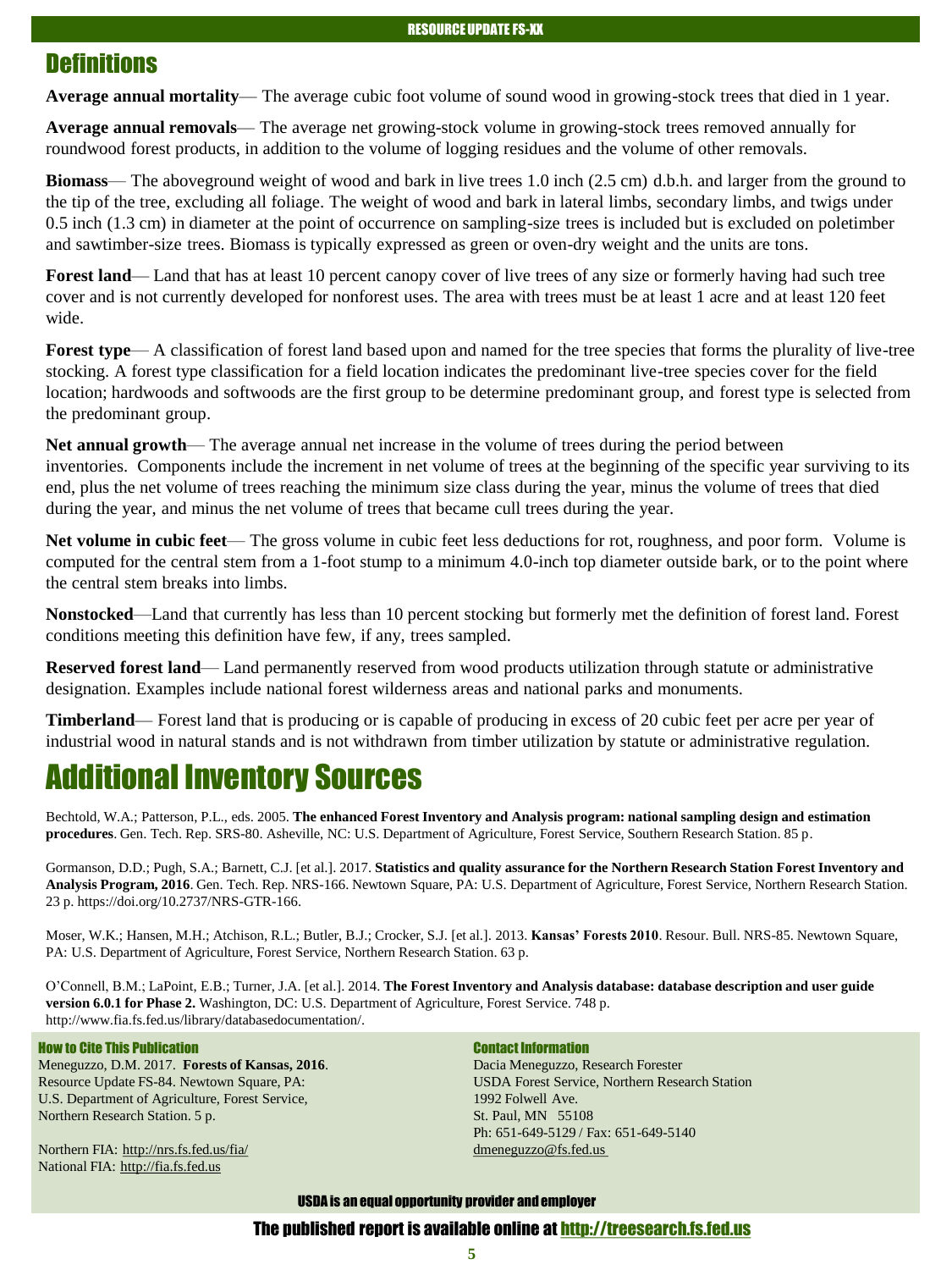## Definitions

**Average annual mortality**— The average cubic foot volume of sound wood in growing-stock trees that died in 1 year.

**Average annual removals**— The average net growing-stock volume in growing-stock trees removed annually for roundwood forest products, in addition to the volume of logging residues and the volume of other removals.

**Biomass**— The aboveground weight of wood and bark in live trees 1.0 inch (2.5 cm) d.b.h. and larger from the ground to the tip of the tree, excluding all foliage. The weight of wood and bark in lateral limbs, secondary limbs, and twigs under 0.5 inch (1.3 cm) in diameter at the point of occurrence on sampling-size trees is included but is excluded on poletimber and sawtimber-size trees. Biomass is typically expressed as green or oven-dry weight and the units are tons.

**Forest land**— Land that has at least 10 percent canopy cover of live trees of any size or formerly having had such tree cover and is not currently developed for nonforest uses. The area with trees must be at least 1 acre and at least 120 feet wide.

**Forest type**— A classification of forest land based upon and named for the tree species that forms the plurality of live-tree stocking. A forest type classification for a field location indicates the predominant live-tree species cover for the field location; hardwoods and softwoods are the first group to be determine predominant group, and forest type is selected from the predominant group.

**Net annual growth**— The average annual net increase in the volume of trees during the period between inventories. Components include the increment in net volume of trees at the beginning of the specific year surviving to its end, plus the net volume of trees reaching the minimum size class during the year, minus the volume of trees that died during the year, and minus the net volume of trees that became cull trees during the year.

**Net volume in cubic feet**— The gross volume in cubic feet less deductions for rot, roughness, and poor form. Volume is computed for the central stem from a 1-foot stump to a minimum 4.0-inch top diameter outside bark, or to the point where the central stem breaks into limbs.

**Nonstocked**—Land that currently has less than 10 percent stocking but formerly met the definition of forest land. Forest conditions meeting this definition have few, if any, trees sampled.

**Reserved forest land**— Land permanently reserved from wood products utilization through statute or administrative designation. Examples include national forest wilderness areas and national parks and monuments.

**Timberland**— Forest land that is producing or is capable of producing in excess of 20 cubic feet per acre per year of industrial wood in natural stands and is not withdrawn from timber utilization by statute or administrative regulation.

# Additional Inventory Sources

Bechtold, W.A.; Patterson, P.L., eds. 2005. **The enhanced Forest Inventory and Analysis program: national sampling design and estimation procedures**. Gen. Tech. Rep. SRS-80. Asheville, NC: U.S. Department of Agriculture, Forest Service, Southern Research Station. 85 p.

Gormanson, D.D.; Pugh, S.A.; Barnett, C.J. [et al.]. 2017. **Statistics and quality assurance for the Northern Research Station Forest Inventory and Analysis Program, 2016**. Gen. Tech. Rep. NRS-166. Newtown Square, PA: U.S. Department of Agriculture, Forest Service, Northern Research Station. 23 p. https://doi.org/10.2737/NRS-GTR-166.

Moser, W.K.; Hansen, M.H.; Atchison, R.L.; Butler, B.J.; Crocker, S.J. [et al.]. 2013. **Kansas' Forests 2010**. Resour. Bull. NRS-85. Newtown Square, PA: U.S. Department of Agriculture, Forest Service, Northern Research Station. 63 p.

O'Connell, B.M.; LaPoint, E.B.; Turner, J.A. [et al.]. 2014. **The Forest Inventory and Analysis database: database description and user guide version 6.0.1 for Phase 2.** Washington, DC: U.S. Department of Agriculture, Forest Service. 748 p. http://www.fia.fs.fed.us/library/databasedocumentation/.

### How to Cite This Publication

Meneguzzo, D.M. 2017. **Forests of Kansas, 2016**. Resource Update FS-84. Newtown Square, PA: U.S. Department of Agriculture, Forest Service, Northern Research Station. 5 p.

Northern FIA: http://nrs.fs.fed.us/fia/
National FIA: http://fia.fs.fed.us

### Contact Information

Dacia Meneguzzo, Research Forester
USDA Forest Service, Northern Research Station
1992 Folwell Ave.
St. Paul, MN 55108
Ph: 651-649-5129 / Fax: 651-649-5140
dmeneguzzo@fs.fed.us

USDA is an equal opportunity provider and employer

**The published report is available online at http://treesearch.fs.fed.us**